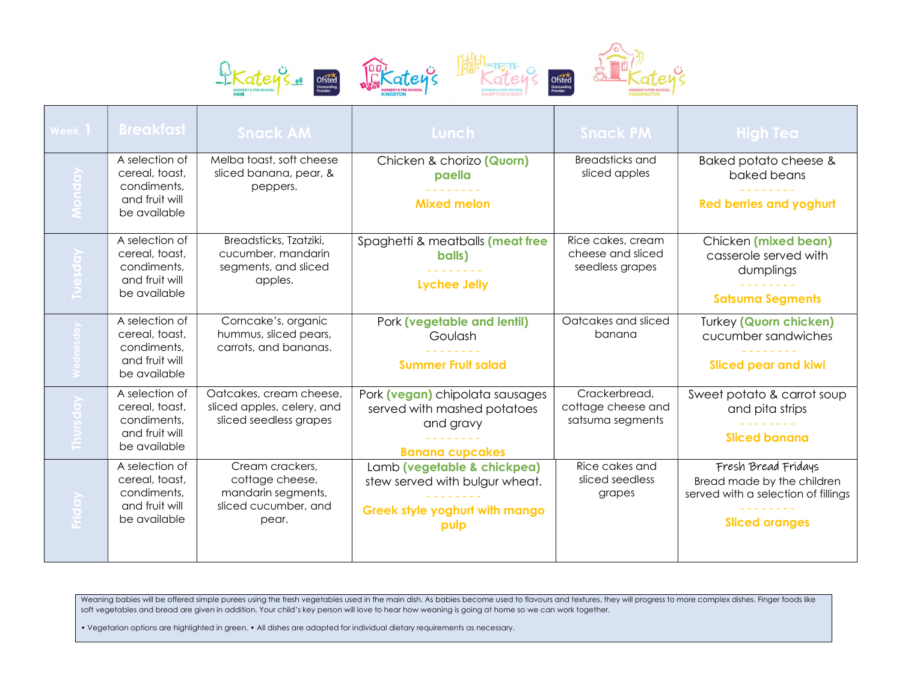| Week 1 | Breakfast | Snack AM | Lunch | Snack PM | High Tea |
|---|---|---|---|---|---|
| Monday | A selection of cereal, toast, condiments, and fruit will be available | Melba toast, soft cheese sliced banana, pear, & peppers. | Chicken & chorizo **(Quorn) paella** - - - - - - - - **Mixed melon** | Breadsticks and sliced apples | Baked potato cheese & baked beans - - - - - - - - **Red berries and yoghurt** |
| Tuesday | A selection of cereal, toast, condiments, and fruit will be available | Breadsticks, Tzatziki, cucumber, mandarin segments, and sliced apples. | Spaghetti & meatballs **(meat free balls)** - - - - - - - - **Lychee Jelly** | Rice cakes, cream cheese and sliced seedless grapes | Chicken **(mixed bean)** casserole served with dumplings - - - - - - - - **Satsuma Segments** |
| Wednesday | A selection of cereal, toast, condiments, and fruit will be available | Corncake's, organic hummus, sliced pears, carrots, and bananas. | Pork **(vegetable and lentil)** Goulash - - - - - - - - **Summer Fruit salad** | Oatcakes and sliced banana | Turkey **(Quorn chicken)** cucumber sandwiches - - - - - - - - **Sliced pear and kiwi** |
| Thursday | A selection of cereal, toast, condiments, and fruit will be available | Oatcakes, cream cheese, sliced apples, celery, and sliced seedless grapes | Pork **(vegan)** chipolata sausages served with mashed potatoes and gravy - - - - - - - - **Banana cupcakes** | Crackerbread, cottage cheese and satsuma segments | Sweet potato & carrot soup and pita strips - - - - - - - - **Sliced banana** |
| Friday | A selection of cereal, toast, condiments, and fruit will be available | Cream crackers, cottage cheese, mandarin segments, sliced cucumber, and pear. | Lamb **(vegetable & chickpea)** stew served with bulgur wheat. - - - - - - - - **Greek style yoghurt with mango pulp** | Rice cakes and sliced seedless grapes | Fresh Bread Fridays Bread made by the children served with a selection of fillings - - - - - - - - **Sliced oranges** |

Weaning babies will be offered simple purees using the fresh vegetables used in the main dish. As babies become used to flavours and textures, they will progress to more complex dishes. Finger foods like soft vegetables and bread are given in addition. Your child's key person will love to hear how weaning is going at home so we can work together.

• Vegetarian options are highlighted in green. • All dishes are adapted for individual dietary requirements as necessary.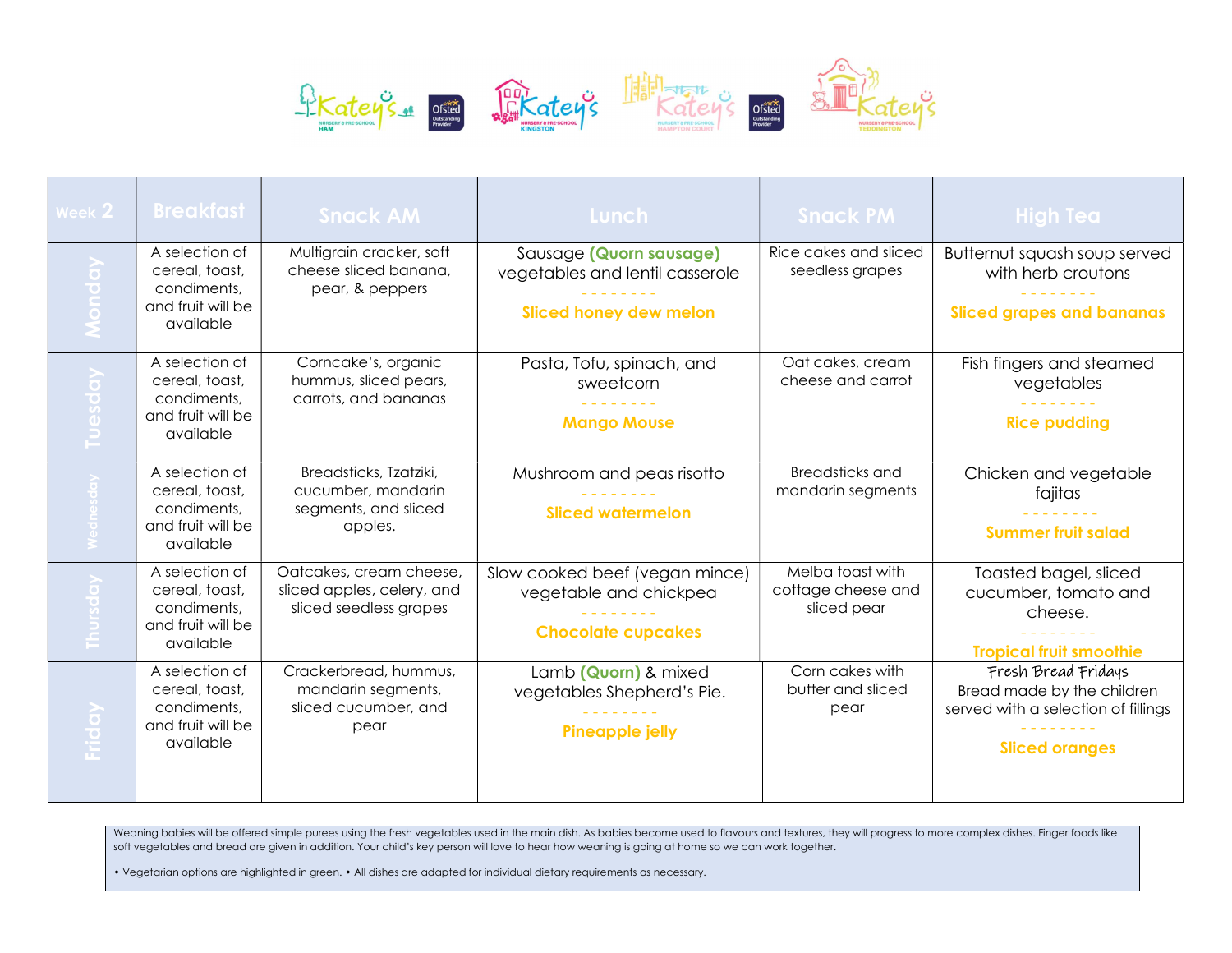| Week 2 | Breakfast | Snack AM | Lunch | Snack PM | High Tea |
|---|---|---|---|---|---|
| Monday | A selection of cereal, toast, condiments, and fruit will be available | Multigrain cracker, soft cheese sliced banana, pear, & peppers | Sausage **(Quorn sausage)** vegetables and lentil casserole<br>- - - - - - - -<br>**Sliced honey dew melon** | Rice cakes and sliced seedless grapes | Butternut squash soup served with herb croutons<br>- - - - - - - -<br>**Sliced grapes and bananas** |
| Tuesday | A selection of cereal, toast, condiments, and fruit will be available | Corncake's, organic hummus, sliced pears, carrots, and bananas | Pasta, Tofu, spinach, and sweetcorn<br>- - - - - - - -<br>**Mango Mouse** | Oat cakes, cream cheese and carrot | Fish fingers and steamed vegetables<br>- - - - - - - -<br>**Rice pudding** |
| Wednesday | A selection of cereal, toast, condiments, and fruit will be available | Breadsticks, Tzatziki, cucumber, mandarin segments, and sliced apples. | Mushroom and peas risotto<br>- - - - - - - -<br>**Sliced watermelon** | Breadsticks and mandarin segments | Chicken and vegetable fajitas<br>- - - - - - - -<br>**Summer fruit salad** |
| Thursday | A selection of cereal, toast, condiments, and fruit will be available | Oatcakes, cream cheese, sliced apples, celery, and sliced seedless grapes | Slow cooked beef (vegan mince) vegetable and chickpea<br>- - - - - - - -<br>**Chocolate cupcakes** | Melba toast with cottage cheese and sliced pear | Toasted bagel, sliced cucumber, tomato and cheese.<br>- - - - - - - -<br>**Tropical fruit smoothie** |
| Friday | A selection of cereal, toast, condiments, and fruit will be available | Crackerbread, hummus, mandarin segments, sliced cucumber, and pear | Lamb **(Quorn)** & mixed vegetables Shepherd's Pie.<br>- - - - - - - -<br>**Pineapple jelly** | Corn cakes with butter and sliced pear | Fresh Bread Fridays<br>Bread made by the children served with a selection of fillings<br>- - - - - - - -<br>**Sliced oranges** |

Weaning babies will be offered simple purees using the fresh vegetables used in the main dish. As babies become used to flavours and textures, they will progress to more complex dishes. Finger foods like soft vegetables and bread are given in addition. Your child's key person will love to hear how weaning is going at home so we can work together.

• Vegetarian options are highlighted in green. • All dishes are adapted for individual dietary requirements as necessary.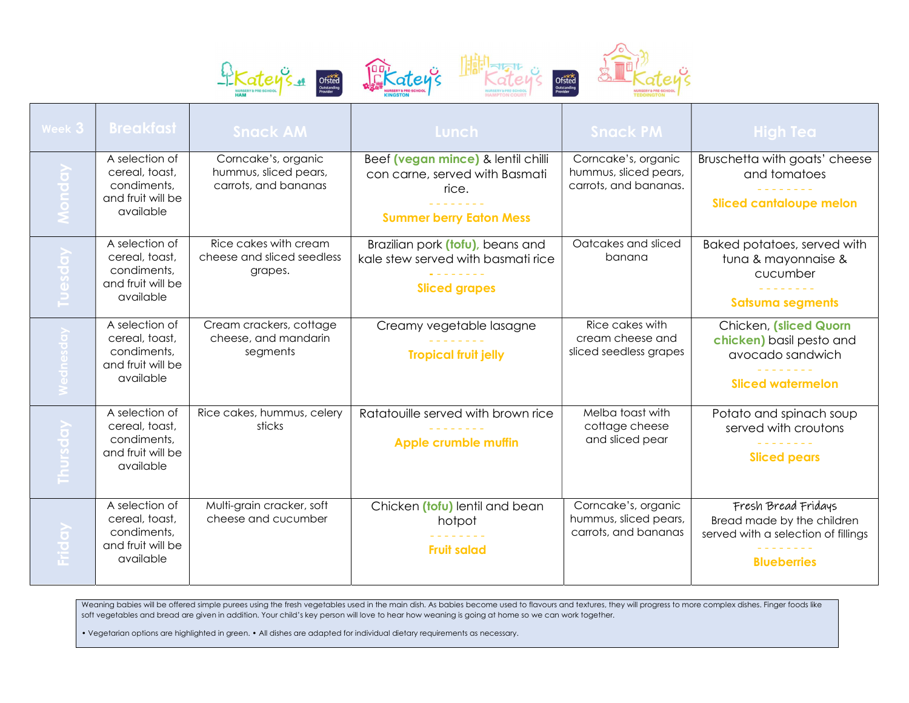| Week 3 | Breakfast | Snack AM | Lunch | Snack PM | High Tea |
|---|---|---|---|---|---|
| Monday | A selection of cereal, toast, condiments, and fruit will be available | Corncake's, organic hummus, sliced pears, carrots, and bananas | Beef **(vegan mince)** & lentil chilli con carne, served with Basmati rice.<br>- - - - - - - -<br>**Summer berry Eaton Mess** | Corncake's, organic hummus, sliced pears, carrots, and bananas. | Bruschetta with goats' cheese and tomatoes<br>- - - - - - - -<br>**Sliced cantaloupe melon** |
| Tuesday | A selection of cereal, toast, condiments, and fruit will be available | Rice cakes with cream cheese and sliced seedless grapes. | Brazilian pork **(tofu)**, beans and kale stew served with basmati rice<br>- - - - - - - -<br>**Sliced grapes** | Oatcakes and sliced banana | Baked potatoes, served with tuna & mayonnaise & cucumber<br>- - - - - - - -<br>**Satsuma segments** |
| Wednesday | A selection of cereal, toast, condiments, and fruit will be available | Cream crackers, cottage cheese, and mandarin segments | Creamy vegetable lasagne<br>- - - - - - - -<br>**Tropical fruit jelly** | Rice cakes with cream cheese and sliced seedless grapes | Chicken, **(sliced Quorn chicken)** basil pesto and avocado sandwich<br>- - - - - - - -<br>**Sliced watermelon** |
| Thursday | A selection of cereal, toast, condiments, and fruit will be available | Rice cakes, hummus, celery sticks | Ratatouille served with brown rice<br>- - - - - - - -<br>**Apple crumble muffin** | Melba toast with cottage cheese and sliced pear | Potato and spinach soup served with croutons<br>- - - - - - - -<br>**Sliced pears** |
| Friday | A selection of cereal, toast, condiments, and fruit will be available | Multi-grain cracker, soft cheese and cucumber | Chicken **(tofu)** lentil and bean hotpot<br>- - - - - - - -<br>**Fruit salad** | Corncake's, organic hummus, sliced pears, carrots, and bananas | *Fresh Bread Fridays*<br>Bread made by the children served with a selection of fillings<br>- - - - - - - -<br>**Blueberries** |

Weaning babies will be offered simple purees using the fresh vegetables used in the main dish. As babies become used to flavours and textures, they will progress to more complex dishes. Finger foods like soft vegetables and bread are given in addition. Your child's key person will love to hear how weaning is going at home so we can work together.

• Vegetarian options are highlighted in green. • All dishes are adapted for individual dietary requirements as necessary.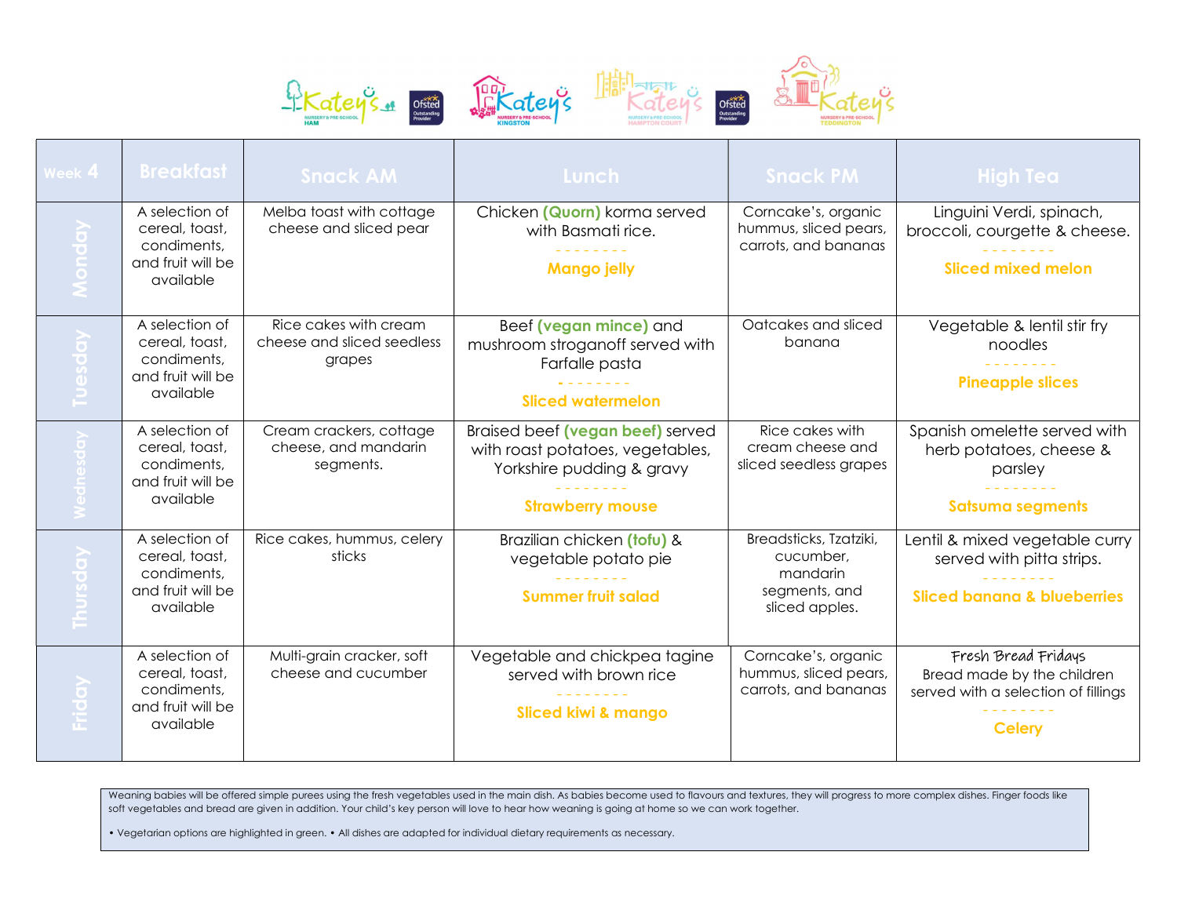| Week 4 | Breakfast | Snack AM | Lunch | Snack PM | High Tea |
|---|---|---|---|---|---|
| Monday | A selection of cereal, toast, condiments, and fruit will be available | Melba toast with cottage cheese and sliced pear | Chicken **(Quorn)** korma served with Basmati rice. - - - - - - - - **Mango jelly** | Corncake's, organic hummus, sliced pears, carrots, and bananas | Linguini Verdi, spinach, broccoli, courgette & cheese. - - - - - - - - **Sliced mixed melon** |
| Tuesday | A selection of cereal, toast, condiments, and fruit will be available | Rice cakes with cream cheese and sliced seedless grapes | Beef **(vegan mince)** and mushroom stroganoff served with Farfalle pasta - - - - - - - - **Sliced watermelon** | Oatcakes and sliced banana | Vegetable & lentil stir fry noodles - - - - - - - - **Pineapple slices** |
| Wednesday | A selection of cereal, toast, condiments, and fruit will be available | Cream crackers, cottage cheese, and mandarin segments. | Braised beef **(vegan beef)** served with roast potatoes, vegetables, Yorkshire pudding & gravy - - - - - - - - **Strawberry mouse** | Rice cakes with cream cheese and sliced seedless grapes | Spanish omelette served with herb potatoes, cheese & parsley - - - - - - - - **Satsuma segments** |
| Thursday | A selection of cereal, toast, condiments, and fruit will be available | Rice cakes, hummus, celery sticks | Brazilian chicken **(tofu)** & vegetable potato pie - - - - - - - - **Summer fruit salad** | Breadsticks, Tzatziki, cucumber, mandarin segments, and sliced apples. | Lentil & mixed vegetable curry served with pitta strips. - - - - - - - - **Sliced banana & blueberries** |
| Friday | A selection of cereal, toast, condiments, and fruit will be available | Multi-grain cracker, soft cheese and cucumber | Vegetable and chickpea tagine served with brown rice - - - - - - - - **Sliced kiwi & mango** | Corncake's, organic hummus, sliced pears, carrots, and bananas | *Fresh Bread Fridays* Bread made by the children served with a selection of fillings - - - - - - - - **Celery** |

Weaning babies will be offered simple purees using the fresh vegetables used in the main dish. As babies become used to flavours and textures, they will progress to more complex dishes. Finger foods like soft vegetables and bread are given in addition. Your child's key person will love to hear how weaning is going at home so we can work together.

• Vegetarian options are highlighted in green. • All dishes are adapted for individual dietary requirements as necessary.